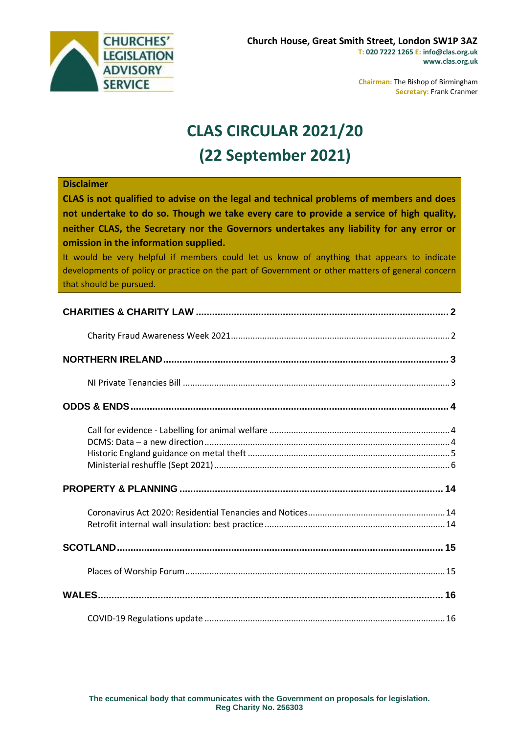CHURCHES' LEGISLATION ADVISORY SERVICE

**Church House, Great Smith Street, London SW1P 3AZ**
**T: 020 7222 1265 E: info@clas.org.uk**
**www.clas.org.uk**

**Chairman:** The Bishop of Birmingham
**Secretary:** Frank Cranmer

# CLAS CIRCULAR 2021/20
# (22 September 2021)

**Disclaimer**

**CLAS is not qualified to advise on the legal and technical problems of members and does not undertake to do so. Though we take every care to provide a service of high quality, neither CLAS, the Secretary nor the Governors undertakes any liability for any error or omission in the information supplied.**

It would be very helpful if members could let us know of anything that appears to indicate developments of policy or practice on the part of Government or other matters of general concern that should be pursued.

**CHARITIES & CHARITY LAW** .......... 2

- Charity Fraud Awareness Week 2021 .......... 2

**NORTHERN IRELAND** .......... 3

- NI Private Tenancies Bill .......... 3

**ODDS & ENDS** .......... 4

- Call for evidence - Labelling for animal welfare .......... 4
- DCMS: Data – a new direction .......... 4
- Historic England guidance on metal theft .......... 5
- Ministerial reshuffle (Sept 2021) .......... 6

**PROPERTY & PLANNING** .......... 14

- Coronavirus Act 2020: Residential Tenancies and Notices .......... 14
- Retrofit internal wall insulation: best practice .......... 14

**SCOTLAND** .......... 15

- Places of Worship Forum .......... 15

**WALES** .......... 16

- COVID-19 Regulations update .......... 16

**The ecumenical body that communicates with the Government on proposals for legislation.**
**Reg Charity No. 256303**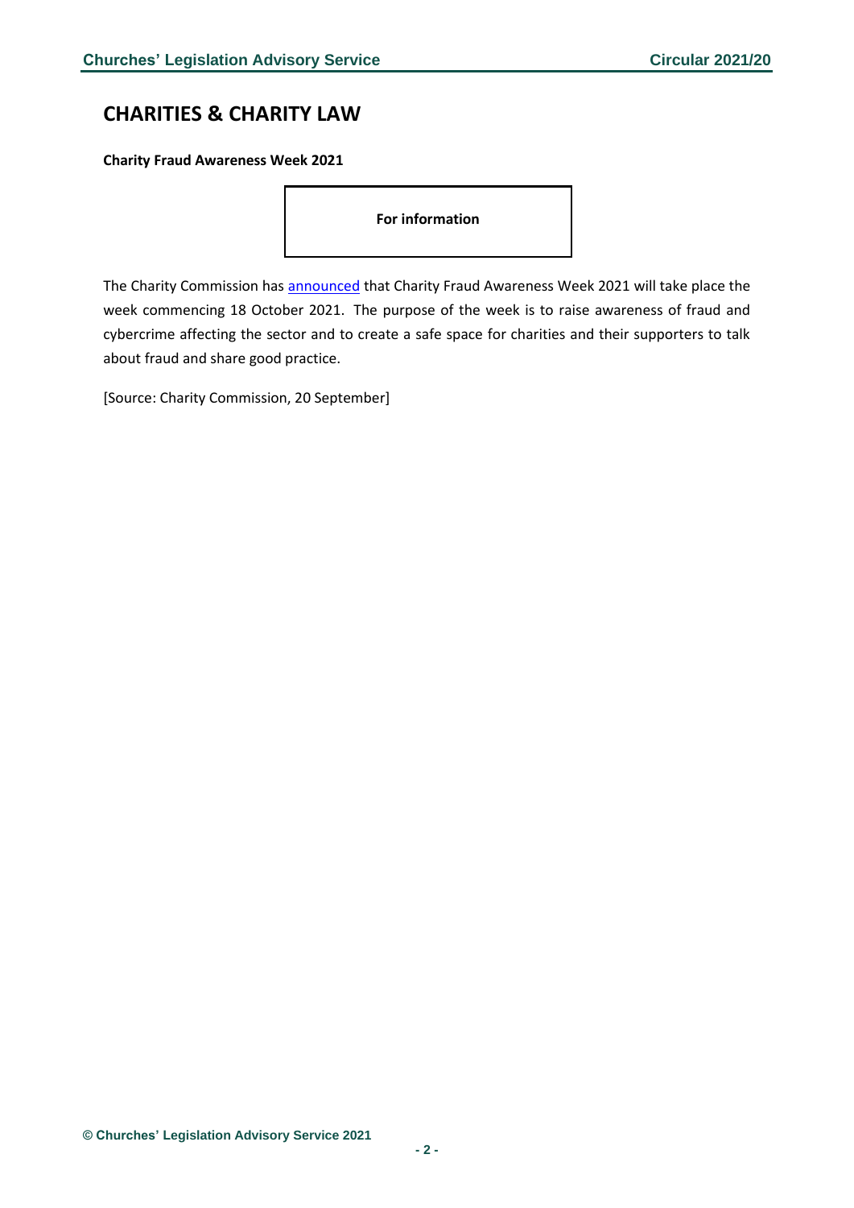## CHARITIES & CHARITY LAW

**Charity Fraud Awareness Week 2021**

**For information**

The Charity Commission has announced that Charity Fraud Awareness Week 2021 will take place the week commencing 18 October 2021. The purpose of the week is to raise awareness of fraud and cybercrime affecting the sector and to create a safe space for charities and their supporters to talk about fraud and share good practice.

[Source: Charity Commission, 20 September]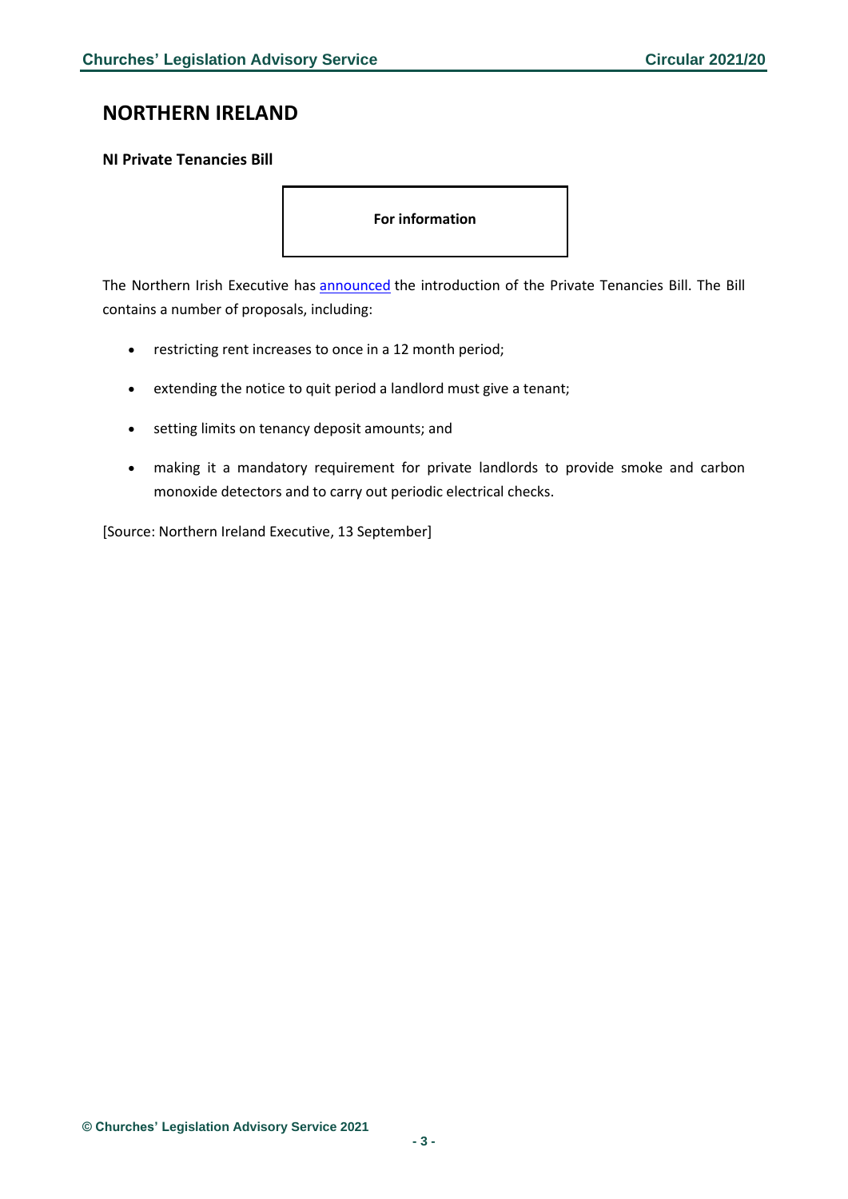# NORTHERN IRELAND

### NI Private Tenancies Bill

**For information**

The Northern Irish Executive has announced the introduction of the Private Tenancies Bill. The Bill contains a number of proposals, including:

- restricting rent increases to once in a 12 month period;
- extending the notice to quit period a landlord must give a tenant;
- setting limits on tenancy deposit amounts; and
- making it a mandatory requirement for private landlords to provide smoke and carbon monoxide detectors and to carry out periodic electrical checks.

[Source: Northern Ireland Executive, 13 September]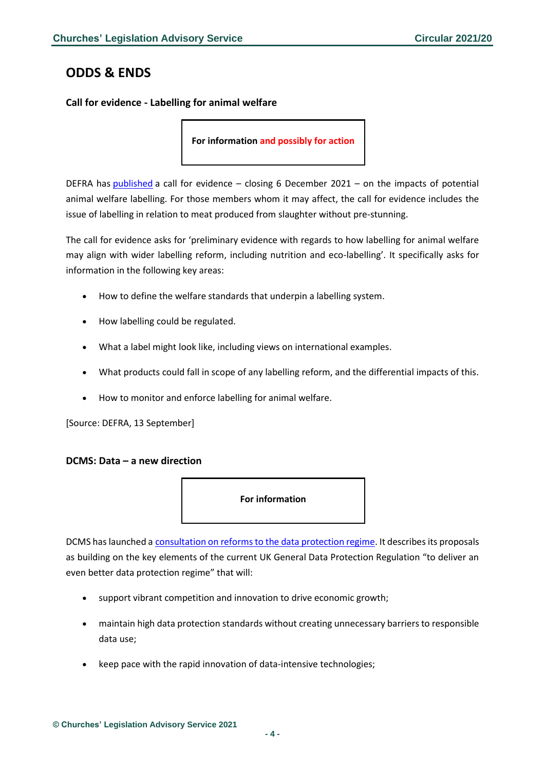## ODDS & ENDS

### Call for evidence - Labelling for animal welfare

**For information and possibly for action**

DEFRA has published a call for evidence – closing 6 December 2021 – on the impacts of potential animal welfare labelling. For those members whom it may affect, the call for evidence includes the issue of labelling in relation to meat produced from slaughter without pre-stunning.

The call for evidence asks for 'preliminary evidence with regards to how labelling for animal welfare may align with wider labelling reform, including nutrition and eco-labelling'. It specifically asks for information in the following key areas:

- How to define the welfare standards that underpin a labelling system.
- How labelling could be regulated.
- What a label might look like, including views on international examples.
- What products could fall in scope of any labelling reform, and the differential impacts of this.
- How to monitor and enforce labelling for animal welfare.

[Source: DEFRA, 13 September]

### DCMS: Data – a new direction

**For information**

DCMS has launched a consultation on reforms to the data protection regime. It describes its proposals as building on the key elements of the current UK General Data Protection Regulation "to deliver an even better data protection regime" that will:

- support vibrant competition and innovation to drive economic growth;
- maintain high data protection standards without creating unnecessary barriers to responsible data use;
- keep pace with the rapid innovation of data-intensive technologies;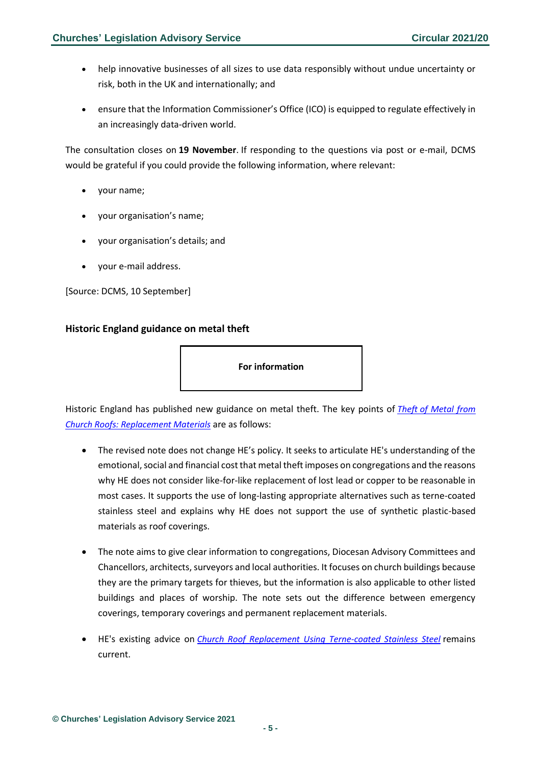- help innovative businesses of all sizes to use data responsibly without undue uncertainty or risk, both in the UK and internationally; and
- ensure that the Information Commissioner's Office (ICO) is equipped to regulate effectively in an increasingly data-driven world.

The consultation closes on **19 November**. If responding to the questions via post or e-mail, DCMS would be grateful if you could provide the following information, where relevant:

- your name;
- your organisation's name;
- your organisation's details; and
- your e-mail address.

[Source: DCMS, 10 September]

### Historic England guidance on metal theft

**For information**

Historic England has published new guidance on metal theft. The key points of *Theft of Metal from Church Roofs: Replacement Materials* are as follows:

- The revised note does not change HE's policy. It seeks to articulate HE's understanding of the emotional, social and financial cost that metal theft imposes on congregations and the reasons why HE does not consider like-for-like replacement of lost lead or copper to be reasonable in most cases. It supports the use of long-lasting appropriate alternatives such as terne-coated stainless steel and explains why HE does not support the use of synthetic plastic-based materials as roof coverings.
- The note aims to give clear information to congregations, Diocesan Advisory Committees and Chancellors, architects, surveyors and local authorities. It focuses on church buildings because they are the primary targets for thieves, but the information is also applicable to other listed buildings and places of worship. The note sets out the difference between emergency coverings, temporary coverings and permanent replacement materials.
- HE's existing advice on *Church Roof Replacement Using Terne-coated Stainless Steel* remains current.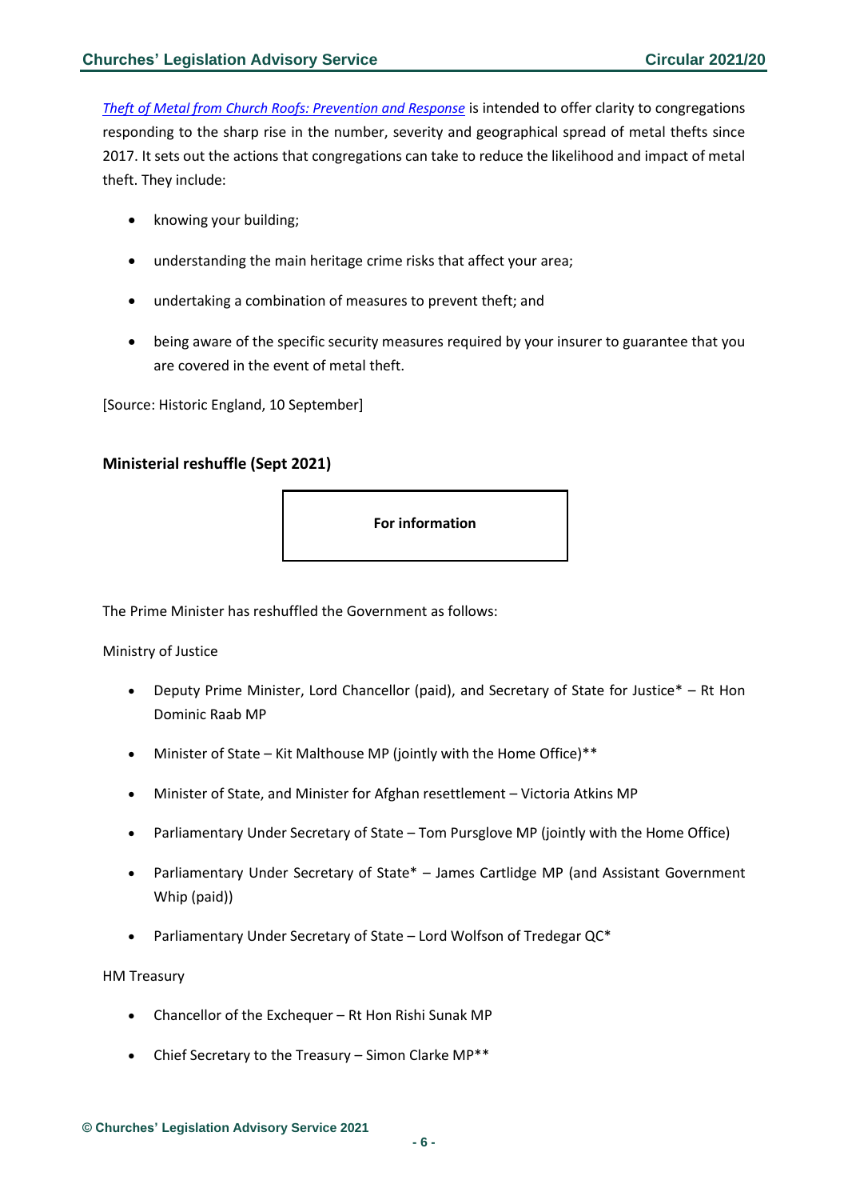[*Theft of Metal from Church Roofs: Prevention and Response*] is intended to offer clarity to congregations responding to the sharp rise in the number, severity and geographical spread of metal thefts since 2017. It sets out the actions that congregations can take to reduce the likelihood and impact of metal theft. They include:

- knowing your building;
- understanding the main heritage crime risks that affect your area;
- undertaking a combination of measures to prevent theft; and
- being aware of the specific security measures required by your insurer to guarantee that you are covered in the event of metal theft.

[Source: Historic England, 10 September]

## Ministerial reshuffle (Sept 2021)

**For information**

The Prime Minister has reshuffled the Government as follows:

Ministry of Justice

- Deputy Prime Minister, Lord Chancellor (paid), and Secretary of State for Justice* – Rt Hon Dominic Raab MP
- Minister of State – Kit Malthouse MP (jointly with the Home Office)**
- Minister of State, and Minister for Afghan resettlement – Victoria Atkins MP
- Parliamentary Under Secretary of State – Tom Pursglove MP (jointly with the Home Office)
- Parliamentary Under Secretary of State* – James Cartlidge MP (and Assistant Government Whip (paid))
- Parliamentary Under Secretary of State – Lord Wolfson of Tredegar QC*

HM Treasury

- Chancellor of the Exchequer – Rt Hon Rishi Sunak MP
- Chief Secretary to the Treasury – Simon Clarke MP**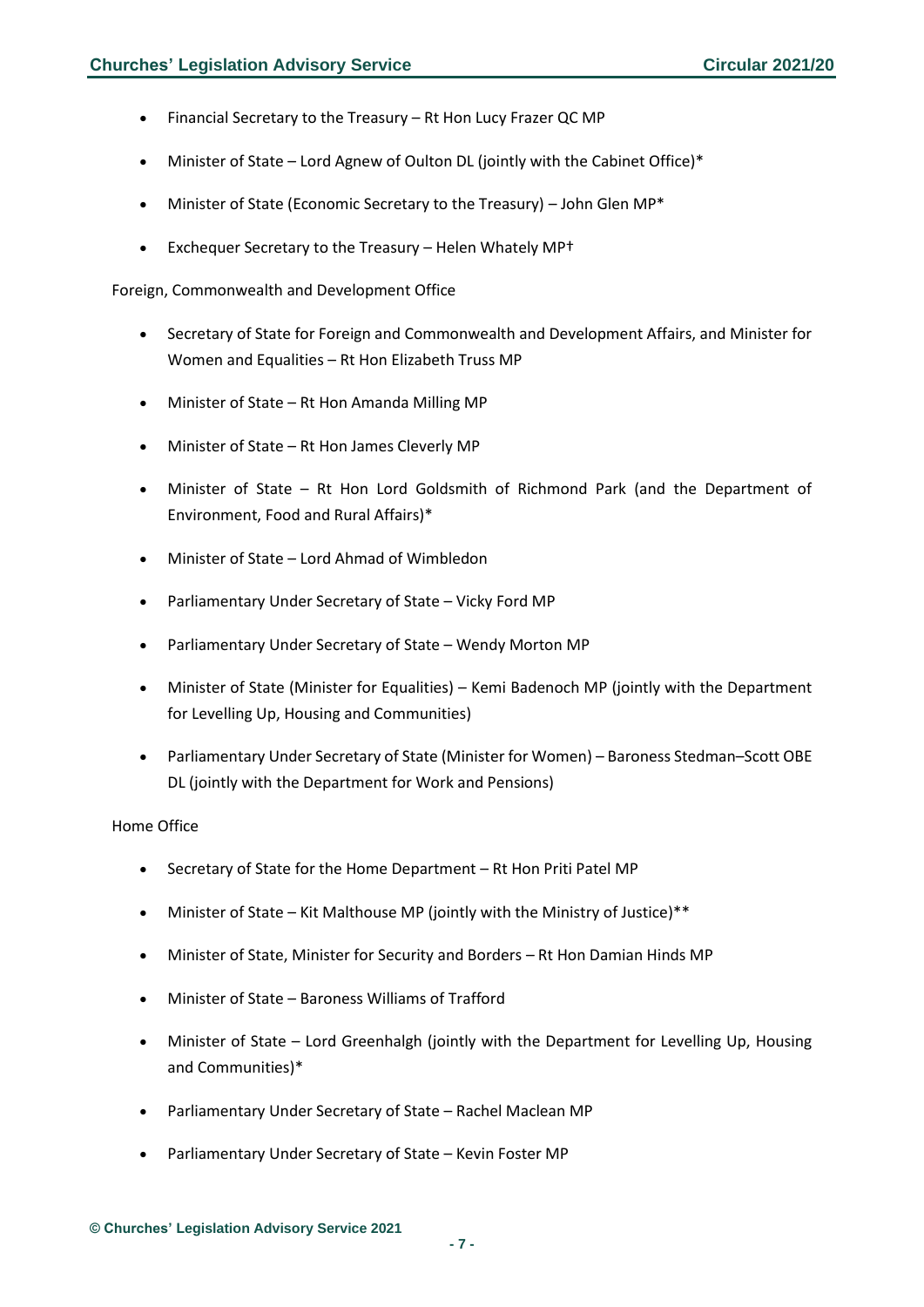- Financial Secretary to the Treasury – Rt Hon Lucy Frazer QC MP
- Minister of State – Lord Agnew of Oulton DL (jointly with the Cabinet Office)*
- Minister of State (Economic Secretary to the Treasury) – John Glen MP*
- Exchequer Secretary to the Treasury – Helen Whately MP†

Foreign, Commonwealth and Development Office

- Secretary of State for Foreign and Commonwealth and Development Affairs, and Minister for Women and Equalities – Rt Hon Elizabeth Truss MP
- Minister of State – Rt Hon Amanda Milling MP
- Minister of State – Rt Hon James Cleverly MP
- Minister of State – Rt Hon Lord Goldsmith of Richmond Park (and the Department of Environment, Food and Rural Affairs)*
- Minister of State – Lord Ahmad of Wimbledon
- Parliamentary Under Secretary of State – Vicky Ford MP
- Parliamentary Under Secretary of State – Wendy Morton MP
- Minister of State (Minister for Equalities) – Kemi Badenoch MP (jointly with the Department for Levelling Up, Housing and Communities)
- Parliamentary Under Secretary of State (Minister for Women) – Baroness Stedman–Scott OBE DL (jointly with the Department for Work and Pensions)

Home Office

- Secretary of State for the Home Department – Rt Hon Priti Patel MP
- Minister of State – Kit Malthouse MP (jointly with the Ministry of Justice)**
- Minister of State, Minister for Security and Borders – Rt Hon Damian Hinds MP
- Minister of State – Baroness Williams of Trafford
- Minister of State – Lord Greenhalgh (jointly with the Department for Levelling Up, Housing and Communities)*
- Parliamentary Under Secretary of State – Rachel Maclean MP
- Parliamentary Under Secretary of State – Kevin Foster MP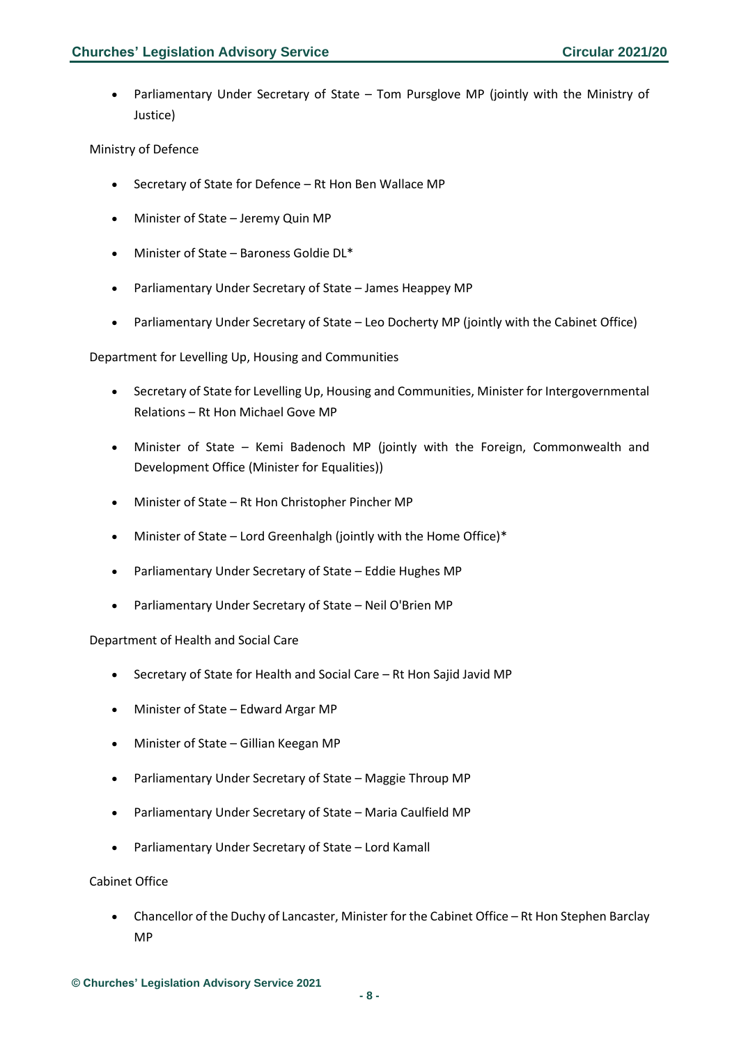- Parliamentary Under Secretary of State – Tom Pursglove MP (jointly with the Ministry of Justice)

Ministry of Defence

- Secretary of State for Defence – Rt Hon Ben Wallace MP
- Minister of State – Jeremy Quin MP
- Minister of State – Baroness Goldie DL*
- Parliamentary Under Secretary of State – James Heappey MP
- Parliamentary Under Secretary of State – Leo Docherty MP (jointly with the Cabinet Office)

Department for Levelling Up, Housing and Communities

- Secretary of State for Levelling Up, Housing and Communities, Minister for Intergovernmental Relations – Rt Hon Michael Gove MP
- Minister of State – Kemi Badenoch MP (jointly with the Foreign, Commonwealth and Development Office (Minister for Equalities))
- Minister of State – Rt Hon Christopher Pincher MP
- Minister of State – Lord Greenhalgh (jointly with the Home Office)*
- Parliamentary Under Secretary of State – Eddie Hughes MP
- Parliamentary Under Secretary of State – Neil O'Brien MP

Department of Health and Social Care

- Secretary of State for Health and Social Care – Rt Hon Sajid Javid MP
- Minister of State – Edward Argar MP
- Minister of State – Gillian Keegan MP
- Parliamentary Under Secretary of State – Maggie Throup MP
- Parliamentary Under Secretary of State – Maria Caulfield MP
- Parliamentary Under Secretary of State – Lord Kamall

Cabinet Office

- Chancellor of the Duchy of Lancaster, Minister for the Cabinet Office – Rt Hon Stephen Barclay MP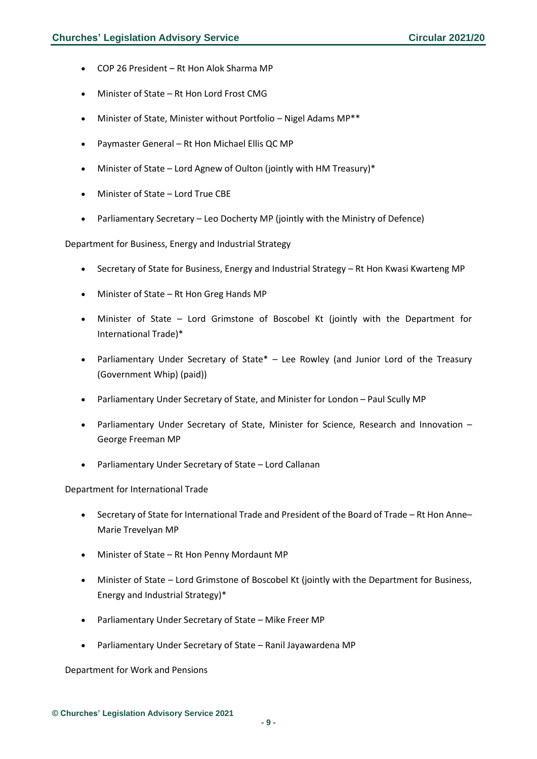- COP 26 President – Rt Hon Alok Sharma MP
- Minister of State – Rt Hon Lord Frost CMG
- Minister of State, Minister without Portfolio – Nigel Adams MP**
- Paymaster General – Rt Hon Michael Ellis QC MP
- Minister of State – Lord Agnew of Oulton (jointly with HM Treasury)*
- Minister of State – Lord True CBE
- Parliamentary Secretary – Leo Docherty MP (jointly with the Ministry of Defence)

Department for Business, Energy and Industrial Strategy

- Secretary of State for Business, Energy and Industrial Strategy – Rt Hon Kwasi Kwarteng MP
- Minister of State – Rt Hon Greg Hands MP
- Minister of State – Lord Grimstone of Boscobel Kt (jointly with the Department for International Trade)*
- Parliamentary Under Secretary of State* – Lee Rowley (and Junior Lord of the Treasury (Government Whip) (paid))
- Parliamentary Under Secretary of State, and Minister for London – Paul Scully MP
- Parliamentary Under Secretary of State, Minister for Science, Research and Innovation – George Freeman MP
- Parliamentary Under Secretary of State – Lord Callanan

Department for International Trade

- Secretary of State for International Trade and President of the Board of Trade – Rt Hon Anne–Marie Trevelyan MP
- Minister of State – Rt Hon Penny Mordaunt MP
- Minister of State – Lord Grimstone of Boscobel Kt (jointly with the Department for Business, Energy and Industrial Strategy)*
- Parliamentary Under Secretary of State – Mike Freer MP
- Parliamentary Under Secretary of State – Ranil Jayawardena MP

Department for Work and Pensions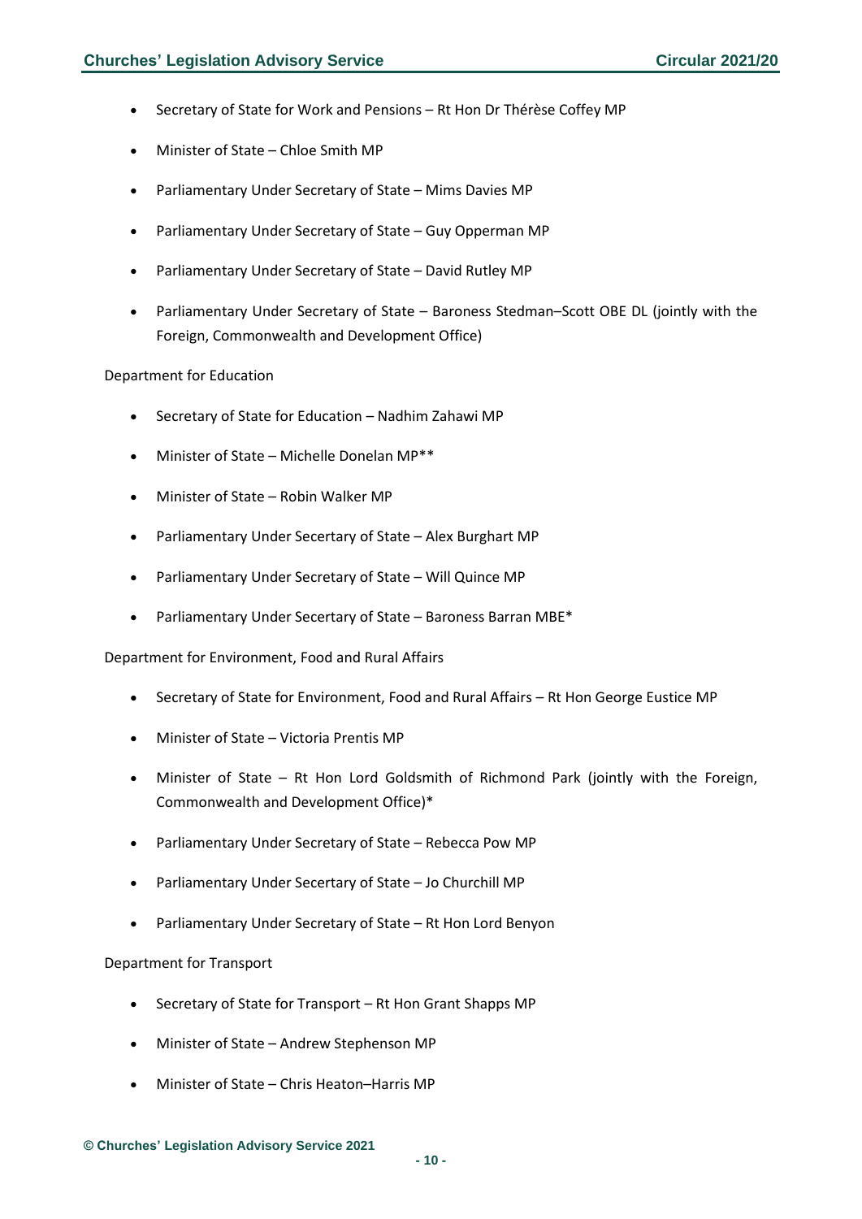- Secretary of State for Work and Pensions – Rt Hon Dr Thérèse Coffey MP
- Minister of State – Chloe Smith MP
- Parliamentary Under Secretary of State – Mims Davies MP
- Parliamentary Under Secretary of State – Guy Opperman MP
- Parliamentary Under Secretary of State – David Rutley MP
- Parliamentary Under Secretary of State – Baroness Stedman–Scott OBE DL (jointly with the Foreign, Commonwealth and Development Office)

Department for Education

- Secretary of State for Education – Nadhim Zahawi MP
- Minister of State – Michelle Donelan MP**
- Minister of State – Robin Walker MP
- Parliamentary Under Secertary of State – Alex Burghart MP
- Parliamentary Under Secertary of State – Will Quince MP
- Parliamentary Under Secertary of State – Baroness Barran MBE*

Department for Environment, Food and Rural Affairs

- Secretary of State for Environment, Food and Rural Affairs – Rt Hon George Eustice MP
- Minister of State – Victoria Prentis MP
- Minister of State – Rt Hon Lord Goldsmith of Richmond Park (jointly with the Foreign, Commonwealth and Development Office)*
- Parliamentary Under Secretary of State – Rebecca Pow MP
- Parliamentary Under Secertary of State – Jo Churchill MP
- Parliamentary Under Secretary of State – Rt Hon Lord Benyon

Department for Transport

- Secretary of State for Transport – Rt Hon Grant Shapps MP
- Minister of State – Andrew Stephenson MP
- Minister of State – Chris Heaton–Harris MP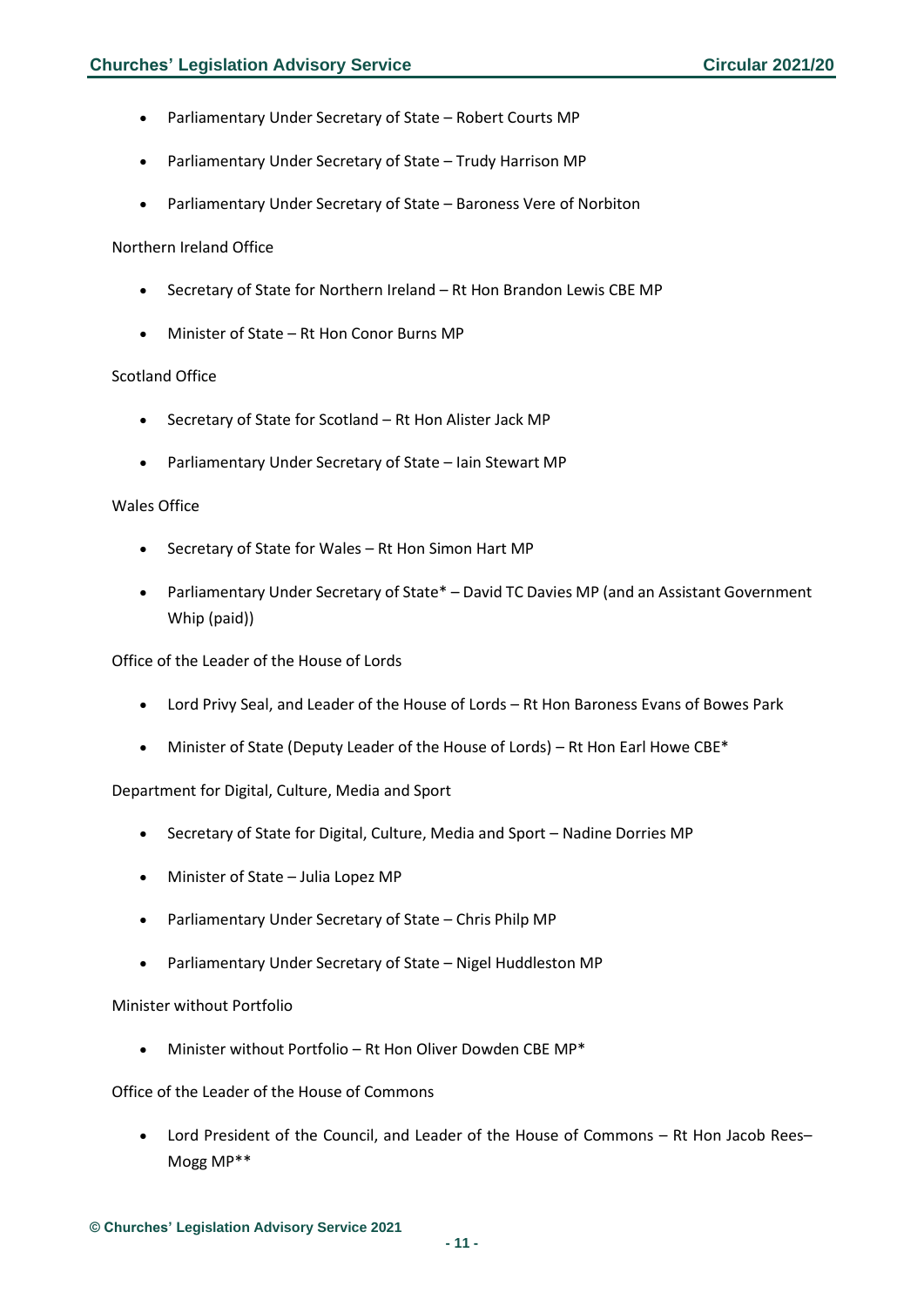- Parliamentary Under Secretary of State – Robert Courts MP
- Parliamentary Under Secretary of State – Trudy Harrison MP
- Parliamentary Under Secretary of State – Baroness Vere of Norbiton

Northern Ireland Office

- Secretary of State for Northern Ireland – Rt Hon Brandon Lewis CBE MP
- Minister of State – Rt Hon Conor Burns MP

Scotland Office

- Secretary of State for Scotland – Rt Hon Alister Jack MP
- Parliamentary Under Secretary of State – Iain Stewart MP

Wales Office

- Secretary of State for Wales – Rt Hon Simon Hart MP
- Parliamentary Under Secretary of State* – David TC Davies MP (and an Assistant Government Whip (paid))

Office of the Leader of the House of Lords

- Lord Privy Seal, and Leader of the House of Lords – Rt Hon Baroness Evans of Bowes Park
- Minister of State (Deputy Leader of the House of Lords) – Rt Hon Earl Howe CBE*

Department for Digital, Culture, Media and Sport

- Secretary of State for Digital, Culture, Media and Sport – Nadine Dorries MP
- Minister of State – Julia Lopez MP
- Parliamentary Under Secretary of State – Chris Philp MP
- Parliamentary Under Secretary of State – Nigel Huddleston MP

Minister without Portfolio

- Minister without Portfolio – Rt Hon Oliver Dowden CBE MP*

Office of the Leader of the House of Commons

- Lord President of the Council, and Leader of the House of Commons – Rt Hon Jacob Rees–Mogg MP**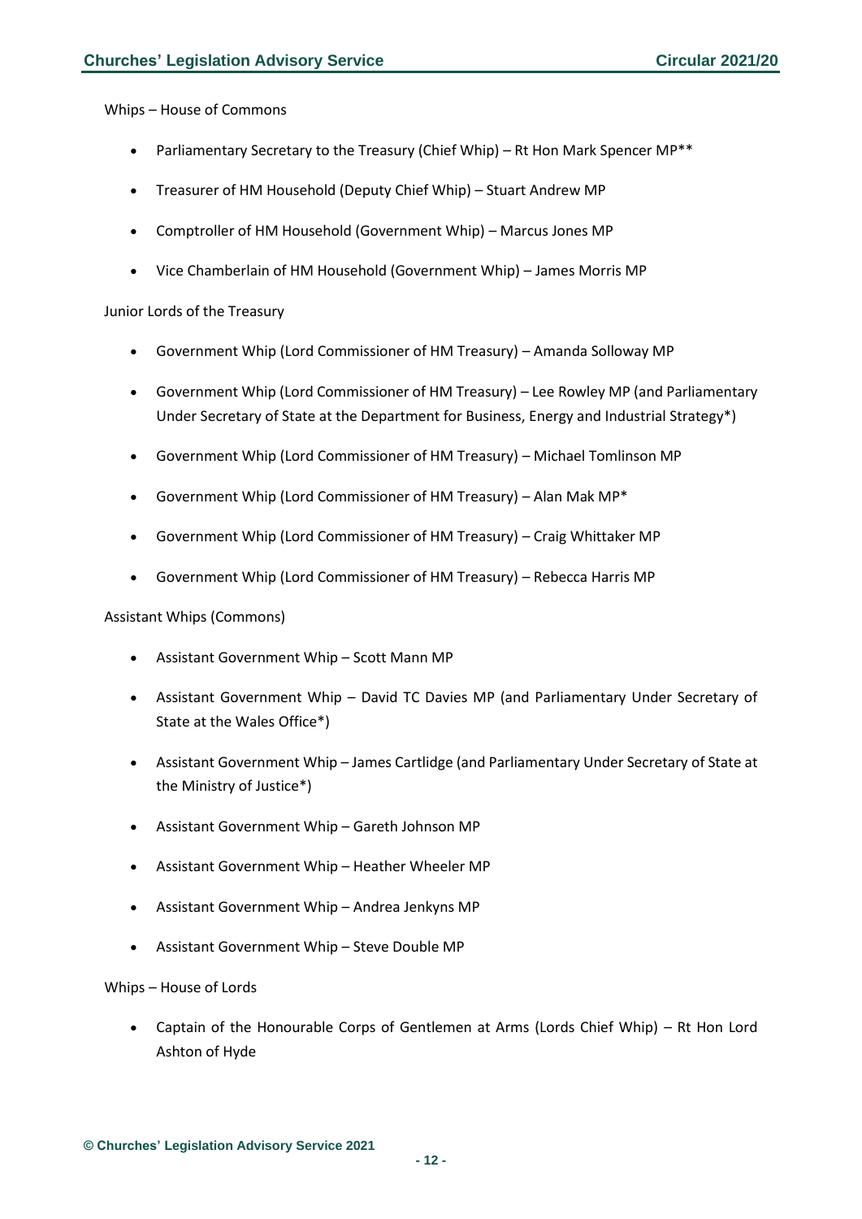Whips – House of Commons

- Parliamentary Secretary to the Treasury (Chief Whip) – Rt Hon Mark Spencer MP**
- Treasurer of HM Household (Deputy Chief Whip) – Stuart Andrew MP
- Comptroller of HM Household (Government Whip) – Marcus Jones MP
- Vice Chamberlain of HM Household (Government Whip) – James Morris MP

Junior Lords of the Treasury

- Government Whip (Lord Commissioner of HM Treasury) – Amanda Solloway MP
- Government Whip (Lord Commissioner of HM Treasury) – Lee Rowley MP (and Parliamentary Under Secretary of State at the Department for Business, Energy and Industrial Strategy*)
- Government Whip (Lord Commissioner of HM Treasury) – Michael Tomlinson MP
- Government Whip (Lord Commissioner of HM Treasury) – Alan Mak MP*
- Government Whip (Lord Commissioner of HM Treasury) – Craig Whittaker MP
- Government Whip (Lord Commissioner of HM Treasury) – Rebecca Harris MP

Assistant Whips (Commons)

- Assistant Government Whip – Scott Mann MP
- Assistant Government Whip – David TC Davies MP (and Parliamentary Under Secretary of State at the Wales Office*)
- Assistant Government Whip – James Cartlidge (and Parliamentary Under Secretary of State at the Ministry of Justice*)
- Assistant Government Whip – Gareth Johnson MP
- Assistant Government Whip – Heather Wheeler MP
- Assistant Government Whip – Andrea Jenkyns MP
- Assistant Government Whip – Steve Double MP

Whips – House of Lords

- Captain of the Honourable Corps of Gentlemen at Arms (Lords Chief Whip) – Rt Hon Lord Ashton of Hyde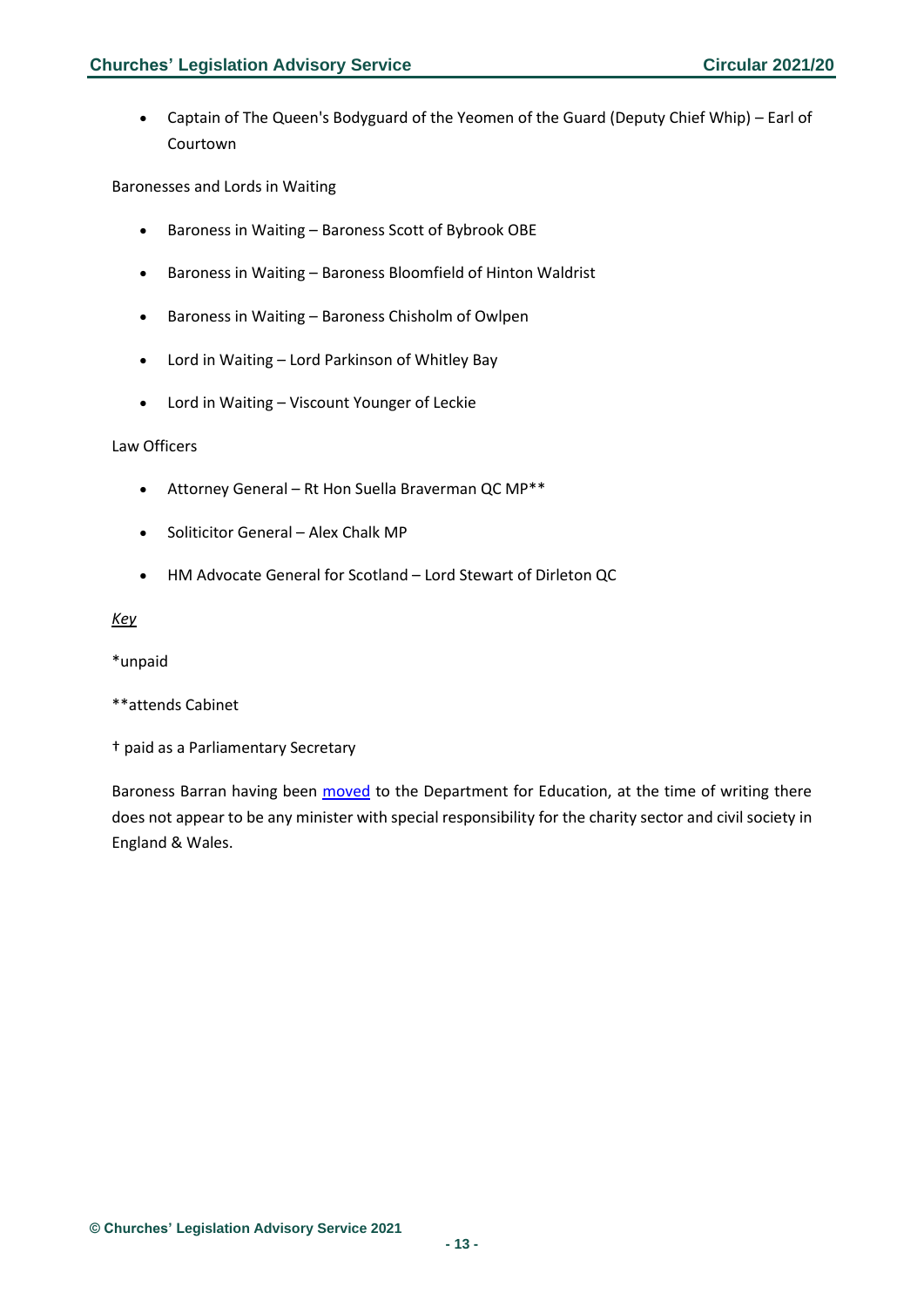- Captain of The Queen's Bodyguard of the Yeomen of the Guard (Deputy Chief Whip) – Earl of Courtown

Baronesses and Lords in Waiting

- Baroness in Waiting – Baroness Scott of Bybrook OBE
- Baroness in Waiting – Baroness Bloomfield of Hinton Waldrist
- Baroness in Waiting – Baroness Chisholm of Owlpen
- Lord in Waiting – Lord Parkinson of Whitley Bay
- Lord in Waiting – Viscount Younger of Leckie

Law Officers

- Attorney General – Rt Hon Suella Braverman QC MP**
- Soliticitor General – Alex Chalk MP
- HM Advocate General for Scotland – Lord Stewart of Dirleton QC

*Key*

*unpaid

**attends Cabinet

† paid as a Parliamentary Secretary

Baroness Barran having been [moved](#) to the Department for Education, at the time of writing there does not appear to be any minister with special responsibility for the charity sector and civil society in England & Wales.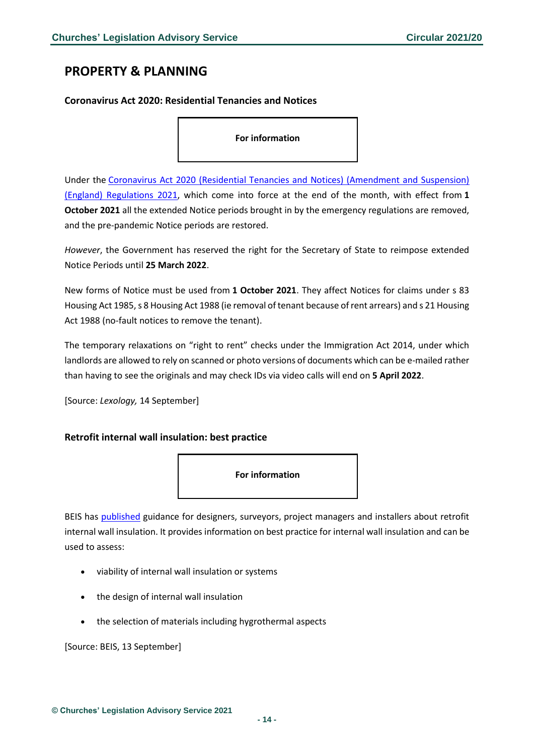## PROPERTY & PLANNING

### Coronavirus Act 2020: Residential Tenancies and Notices

**For information**

Under the [Coronavirus Act 2020 (Residential Tenancies and Notices) (Amendment and Suspension) (England) Regulations 2021](), which come into force at the end of the month, with effect from **1 October 2021** all the extended Notice periods brought in by the emergency regulations are removed, and the pre-pandemic Notice periods are restored.

*However*, the Government has reserved the right for the Secretary of State to reimpose extended Notice Periods until **25 March 2022**.

New forms of Notice must be used from **1 October 2021**. They affect Notices for claims under s 83 Housing Act 1985, s 8 Housing Act 1988 (ie removal of tenant because of rent arrears) and s 21 Housing Act 1988 (no-fault notices to remove the tenant).

The temporary relaxations on "right to rent" checks under the Immigration Act 2014, under which landlords are allowed to rely on scanned or photo versions of documents which can be e-mailed rather than having to see the originals and may check IDs via video calls will end on **5 April 2022**.

[Source: *Lexology,* 14 September]

### Retrofit internal wall insulation: best practice

**For information**

BEIS has [published]() guidance for designers, surveyors, project managers and installers about retrofit internal wall insulation. It provides information on best practice for internal wall insulation and can be used to assess:

- viability of internal wall insulation or systems
- the design of internal wall insulation
- the selection of materials including hygrothermal aspects

[Source: BEIS, 13 September]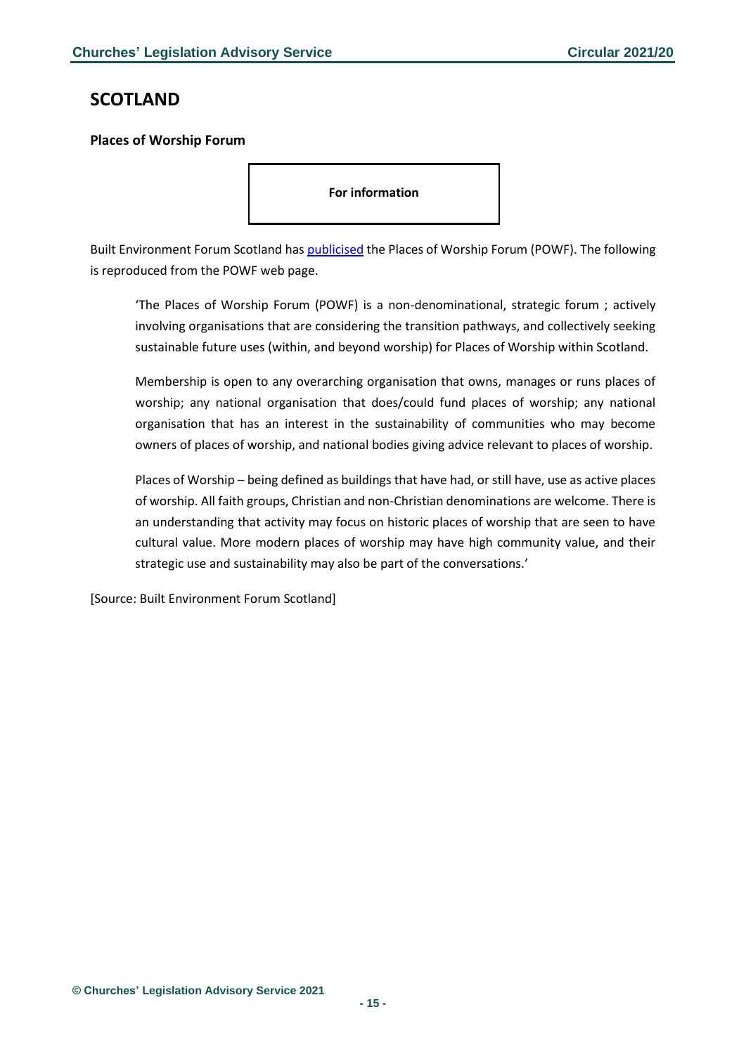# SCOTLAND

**Places of Worship Forum**

**For information**

Built Environment Forum Scotland has publicised the Places of Worship Forum (POWF). The following is reproduced from the POWF web page.

> 'The Places of Worship Forum (POWF) is a non-denominational, strategic forum ; actively involving organisations that are considering the transition pathways, and collectively seeking sustainable future uses (within, and beyond worship) for Places of Worship within Scotland.
>
> Membership is open to any overarching organisation that owns, manages or runs places of worship; any national organisation that does/could fund places of worship; any national organisation that has an interest in the sustainability of communities who may become owners of places of worship, and national bodies giving advice relevant to places of worship.
>
> Places of Worship – being defined as buildings that have had, or still have, use as active places of worship. All faith groups, Christian and non-Christian denominations are welcome. There is an understanding that activity may focus on historic places of worship that are seen to have cultural value. More modern places of worship may have high community value, and their strategic use and sustainability may also be part of the conversations.'

[Source: Built Environment Forum Scotland]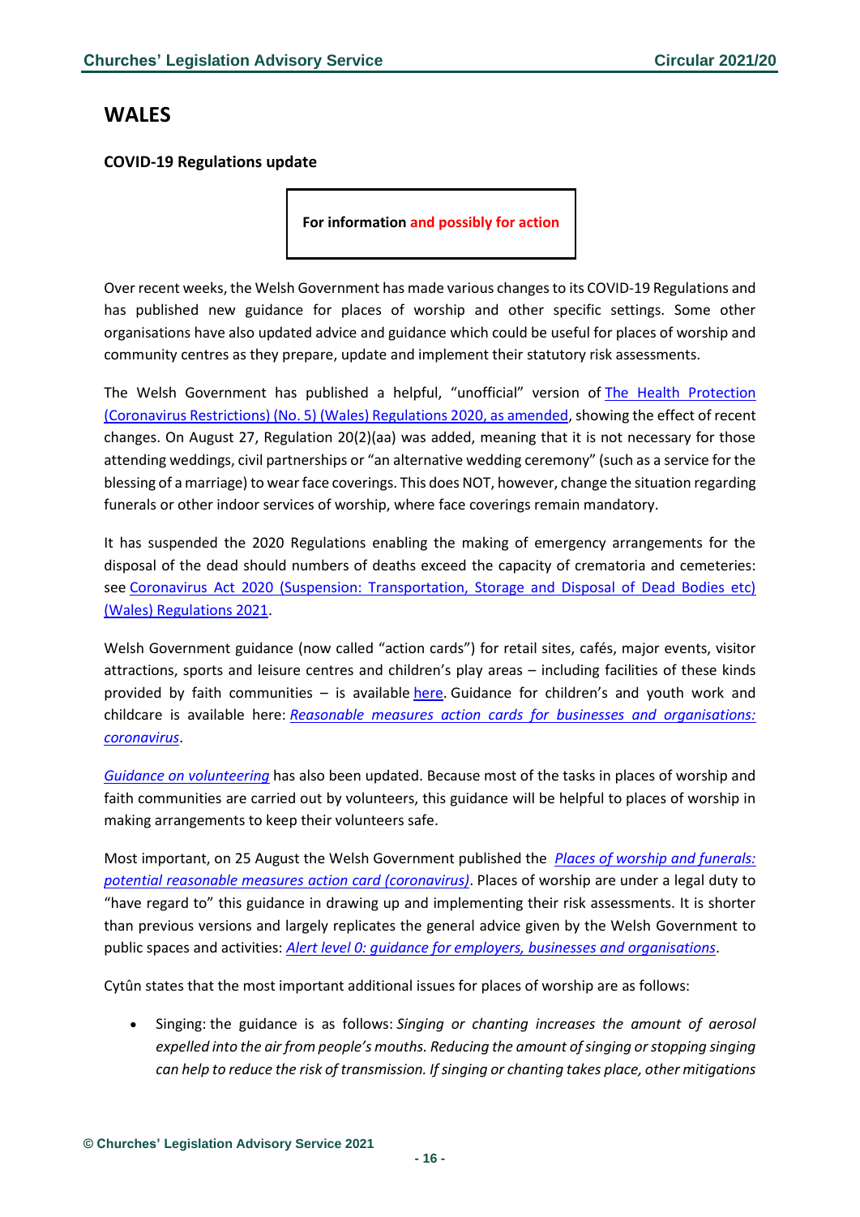## WALES

### COVID-19 Regulations update

**For information and possibly for action**

Over recent weeks, the Welsh Government has made various changes to its COVID-19 Regulations and has published new guidance for places of worship and other specific settings. Some other organisations have also updated advice and guidance which could be useful for places of worship and community centres as they prepare, update and implement their statutory risk assessments.

The Welsh Government has published a helpful, "unofficial" version of The Health Protection (Coronavirus Restrictions) (No. 5) (Wales) Regulations 2020, as amended, showing the effect of recent changes. On August 27, Regulation 20(2)(aa) was added, meaning that it is not necessary for those attending weddings, civil partnerships or "an alternative wedding ceremony" (such as a service for the blessing of a marriage) to wear face coverings. This does NOT, however, change the situation regarding funerals or other indoor services of worship, where face coverings remain mandatory.

It has suspended the 2020 Regulations enabling the making of emergency arrangements for the disposal of the dead should numbers of deaths exceed the capacity of crematoria and cemeteries: see Coronavirus Act 2020 (Suspension: Transportation, Storage and Disposal of Dead Bodies etc) (Wales) Regulations 2021.

Welsh Government guidance (now called "action cards") for retail sites, cafés, major events, visitor attractions, sports and leisure centres and children's play areas – including facilities of these kinds provided by faith communities – is available here. Guidance for children's and youth work and childcare is available here: *Reasonable measures action cards for businesses and organisations: coronavirus*.

*Guidance on volunteering* has also been updated. Because most of the tasks in places of worship and faith communities are carried out by volunteers, this guidance will be helpful to places of worship in making arrangements to keep their volunteers safe.

Most important, on 25 August the Welsh Government published the *Places of worship and funerals: potential reasonable measures action card (coronavirus)*. Places of worship are under a legal duty to "have regard to" this guidance in drawing up and implementing their risk assessments. It is shorter than previous versions and largely replicates the general advice given by the Welsh Government to public spaces and activities: *Alert level 0: guidance for employers, businesses and organisations*.

Cytûn states that the most important additional issues for places of worship are as follows:

- Singing: the guidance is as follows: *Singing or chanting increases the amount of aerosol expelled into the air from people's mouths. Reducing the amount of singing or stopping singing can help to reduce the risk of transmission. If singing or chanting takes place, other mitigations*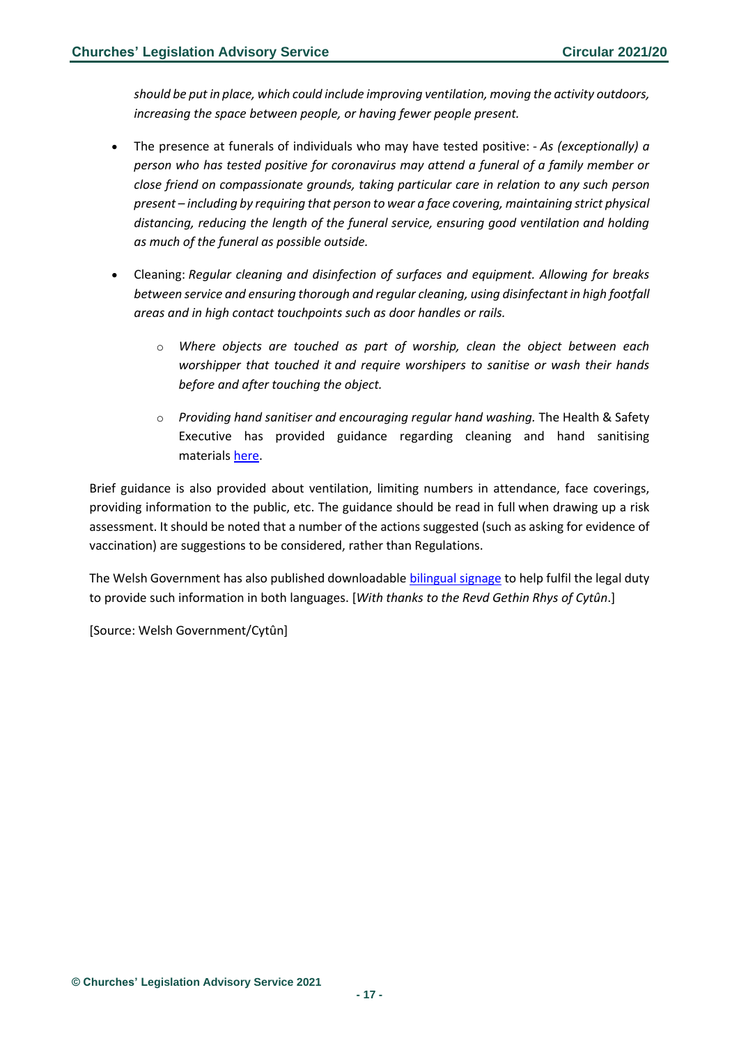*should be put in place, which could include improving ventilation, moving the activity outdoors, increasing the space between people, or having fewer people present.*

- The presence at funerals of individuals who may have tested positive: - *As (exceptionally) a person who has tested positive for coronavirus may attend a funeral of a family member or close friend on compassionate grounds, taking particular care in relation to any such person present – including by requiring that person to wear a face covering, maintaining strict physical distancing, reducing the length of the funeral service, ensuring good ventilation and holding as much of the funeral as possible outside.*

- Cleaning: *Regular cleaning and disinfection of surfaces and equipment. Allowing for breaks between service and ensuring thorough and regular cleaning, using disinfectant in high footfall areas and in high contact touchpoints such as door handles or rails.*

  - *Where objects are touched as part of worship, clean the object between each worshipper that touched it and require worshipers to sanitise or wash their hands before and after touching the object.*

  - *Providing hand sanitiser and encouraging regular hand washing.* The Health & Safety Executive has provided guidance regarding cleaning and hand sanitising materials here.

Brief guidance is also provided about ventilation, limiting numbers in attendance, face coverings, providing information to the public, etc. The guidance should be read in full when drawing up a risk assessment. It should be noted that a number of the actions suggested (such as asking for evidence of vaccination) are suggestions to be considered, rather than Regulations.

The Welsh Government has also published downloadable bilingual signage to help fulfil the legal duty to provide such information in both languages. [*With thanks to the Revd Gethin Rhys of Cytûn*.]

[Source: Welsh Government/Cytûn]